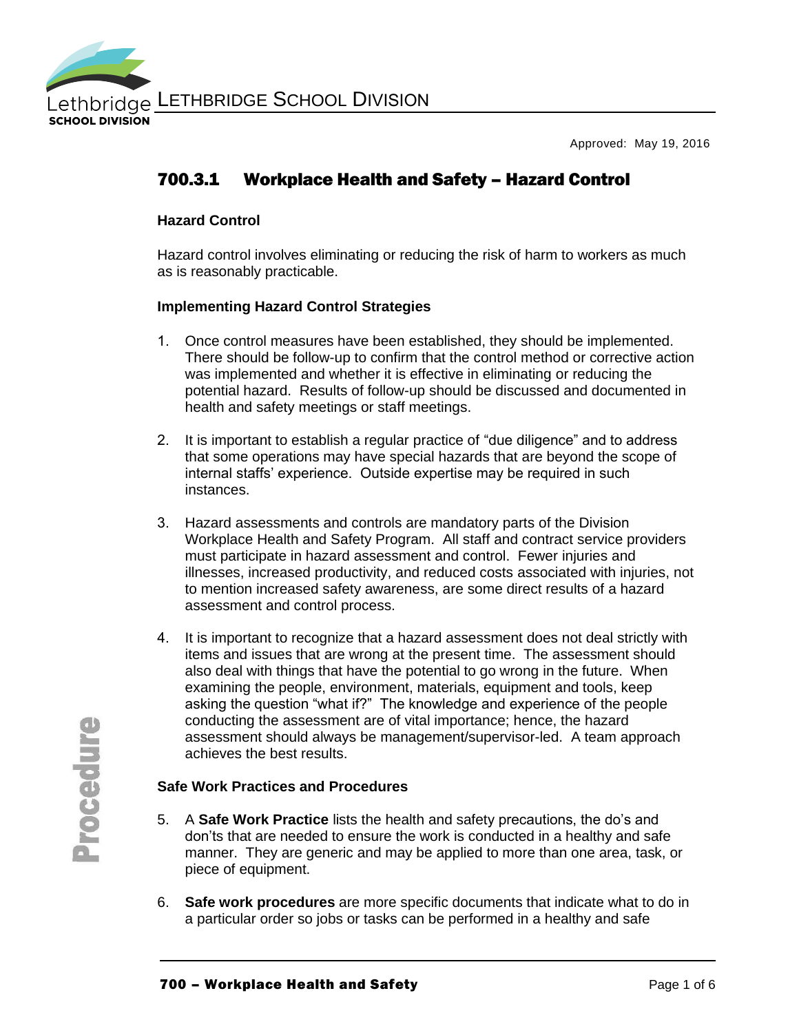Lethbridge School Division

Approved: May 19, 2016

# 700.3.1 Workplace Health and Safety – Hazard Control

## Hazard Control

Hazard control involves eliminating or reducing the risk of harm to workers as much as is reasonably practicable.

## Implementing Hazard Control Strategies

1. Once control measures have been established, they should be implemented. There should be follow-up to confirm that the control method or corrective action was implemented and whether it is effective in eliminating or reducing the potential hazard. Results of follow-up should be discussed and documented in health and safety meetings or staff meetings.

2. It is important to establish a regular practice of "due diligence" and to address that some operations may have special hazards that are beyond the scope of internal staffs' experience. Outside expertise may be required in such instances.

3. Hazard assessments and controls are mandatory parts of the Division Workplace Health and Safety Program. All staff and contract service providers must participate in hazard assessment and control. Fewer injuries and illnesses, increased productivity, and reduced costs associated with injuries, not to mention increased safety awareness, are some direct results of a hazard assessment and control process.

4. It is important to recognize that a hazard assessment does not deal strictly with items and issues that are wrong at the present time. The assessment should also deal with things that have the potential to go wrong in the future. When examining the people, environment, materials, equipment and tools, keep asking the question "what if?" The knowledge and experience of the people conducting the assessment are of vital importance; hence, the hazard assessment should always be management/supervisor-led. A team approach achieves the best results.

## Safe Work Practices and Procedures

5. A **Safe Work Practice** lists the health and safety precautions, the do's and don'ts that are needed to ensure the work is conducted in a healthy and safe manner. They are generic and may be applied to more than one area, task, or piece of equipment.

6. **Safe work procedures** are more specific documents that indicate what to do in a particular order so jobs or tasks can be performed in a healthy and safe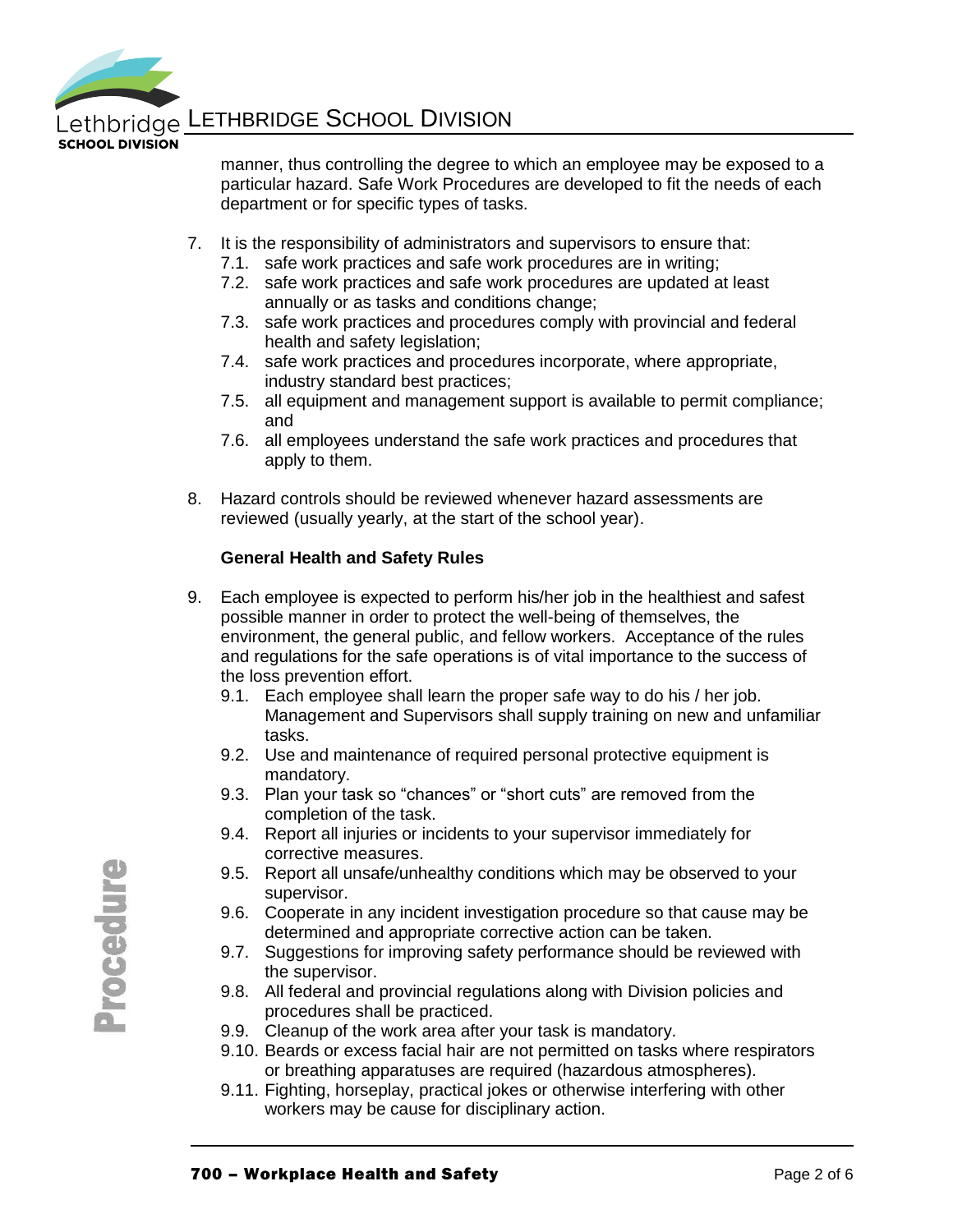manner, thus controlling the degree to which an employee may be exposed to a particular hazard. Safe Work Procedures are developed to fit the needs of each department or for specific types of tasks.

7. It is the responsibility of administrators and supervisors to ensure that:
   7.1. safe work practices and safe work procedures are in writing;
   7.2. safe work practices and safe work procedures are updated at least annually or as tasks and conditions change;
   7.3. safe work practices and procedures comply with provincial and federal health and safety legislation;
   7.4. safe work practices and procedures incorporate, where appropriate, industry standard best practices;
   7.5. all equipment and management support is available to permit compliance; and
   7.6. all employees understand the safe work practices and procedures that apply to them.

8. Hazard controls should be reviewed whenever hazard assessments are reviewed (usually yearly, at the start of the school year).

**General Health and Safety Rules**

9. Each employee is expected to perform his/her job in the healthiest and safest possible manner in order to protect the well-being of themselves, the environment, the general public, and fellow workers. Acceptance of the rules and regulations for the safe operations is of vital importance to the success of the loss prevention effort.
   9.1. Each employee shall learn the proper safe way to do his / her job. Management and Supervisors shall supply training on new and unfamiliar tasks.
   9.2. Use and maintenance of required personal protective equipment is mandatory.
   9.3. Plan your task so "chances" or "short cuts" are removed from the completion of the task.
   9.4. Report all injuries or incidents to your supervisor immediately for corrective measures.
   9.5. Report all unsafe/unhealthy conditions which may be observed to your supervisor.
   9.6. Cooperate in any incident investigation procedure so that cause may be determined and appropriate corrective action can be taken.
   9.7. Suggestions for improving safety performance should be reviewed with the supervisor.
   9.8. All federal and provincial regulations along with Division policies and procedures shall be practiced.
   9.9. Cleanup of the work area after your task is mandatory.
   9.10. Beards or excess facial hair are not permitted on tasks where respirators or breathing apparatuses are required (hazardous atmospheres).
   9.11. Fighting, horseplay, practical jokes or otherwise interfering with other workers may be cause for disciplinary action.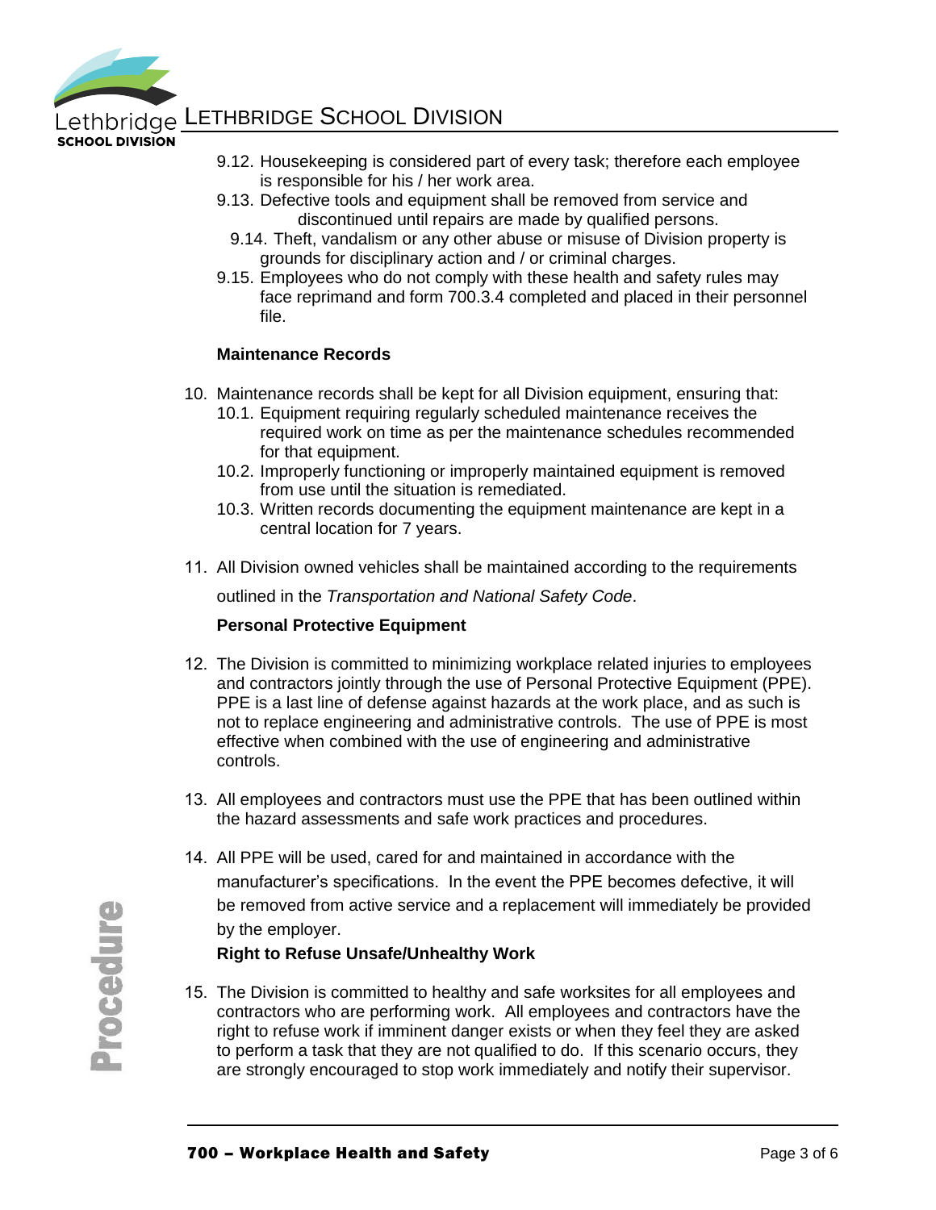9.12. Housekeeping is considered part of every task; therefore each employee is responsible for his / her work area.

9.13. Defective tools and equipment shall be removed from service and discontinued until repairs are made by qualified persons.

9.14. Theft, vandalism or any other abuse or misuse of Division property is grounds for disciplinary action and / or criminal charges.

9.15. Employees who do not comply with these health and safety rules may face reprimand and form 700.3.4 completed and placed in their personnel file.

**Maintenance Records**

10. Maintenance records shall be kept for all Division equipment, ensuring that:
    - 10.1. Equipment requiring regularly scheduled maintenance receives the required work on time as per the maintenance schedules recommended for that equipment.
    - 10.2. Improperly functioning or improperly maintained equipment is removed from use until the situation is remediated.
    - 10.3. Written records documenting the equipment maintenance are kept in a central location for 7 years.

11. All Division owned vehicles shall be maintained according to the requirements outlined in the *Transportation and National Safety Code*.

**Personal Protective Equipment**

12. The Division is committed to minimizing workplace related injuries to employees and contractors jointly through the use of Personal Protective Equipment (PPE). PPE is a last line of defense against hazards at the work place, and as such is not to replace engineering and administrative controls. The use of PPE is most effective when combined with the use of engineering and administrative controls.

13. All employees and contractors must use the PPE that has been outlined within the hazard assessments and safe work practices and procedures.

14. All PPE will be used, cared for and maintained in accordance with the manufacturer's specifications. In the event the PPE becomes defective, it will be removed from active service and a replacement will immediately be provided by the employer.

**Right to Refuse Unsafe/Unhealthy Work**

15. The Division is committed to healthy and safe worksites for all employees and contractors who are performing work. All employees and contractors have the right to refuse work if imminent danger exists or when they feel they are asked to perform a task that they are not qualified to do. If this scenario occurs, they are strongly encouraged to stop work immediately and notify their supervisor.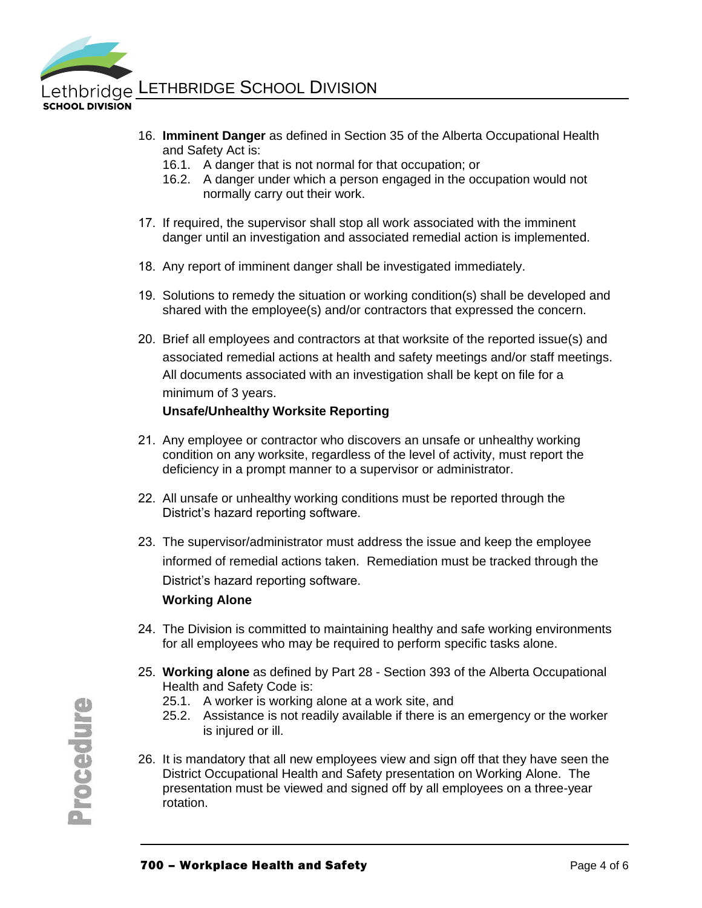16. **Imminent Danger** as defined in Section 35 of the Alberta Occupational Health and Safety Act is:
    16.1. A danger that is not normal for that occupation; or
    16.2. A danger under which a person engaged in the occupation would not normally carry out their work.

17. If required, the supervisor shall stop all work associated with the imminent danger until an investigation and associated remedial action is implemented.

18. Any report of imminent danger shall be investigated immediately.

19. Solutions to remedy the situation or working condition(s) shall be developed and shared with the employee(s) and/or contractors that expressed the concern.

20. Brief all employees and contractors at that worksite of the reported issue(s) and associated remedial actions at health and safety meetings and/or staff meetings. All documents associated with an investigation shall be kept on file for a minimum of 3 years.

**Unsafe/Unhealthy Worksite Reporting**

21. Any employee or contractor who discovers an unsafe or unhealthy working condition on any worksite, regardless of the level of activity, must report the deficiency in a prompt manner to a supervisor or administrator.

22. All unsafe or unhealthy working conditions must be reported through the District's hazard reporting software.

23. The supervisor/administrator must address the issue and keep the employee informed of remedial actions taken. Remediation must be tracked through the District's hazard reporting software.

**Working Alone**

24. The Division is committed to maintaining healthy and safe working environments for all employees who may be required to perform specific tasks alone.

25. **Working alone** as defined by Part 28 - Section 393 of the Alberta Occupational Health and Safety Code is:
    25.1. A worker is working alone at a work site, and
    25.2. Assistance is not readily available if there is an emergency or the worker is injured or ill.

26. It is mandatory that all new employees view and sign off that they have seen the District Occupational Health and Safety presentation on Working Alone. The presentation must be viewed and signed off by all employees on a three-year rotation.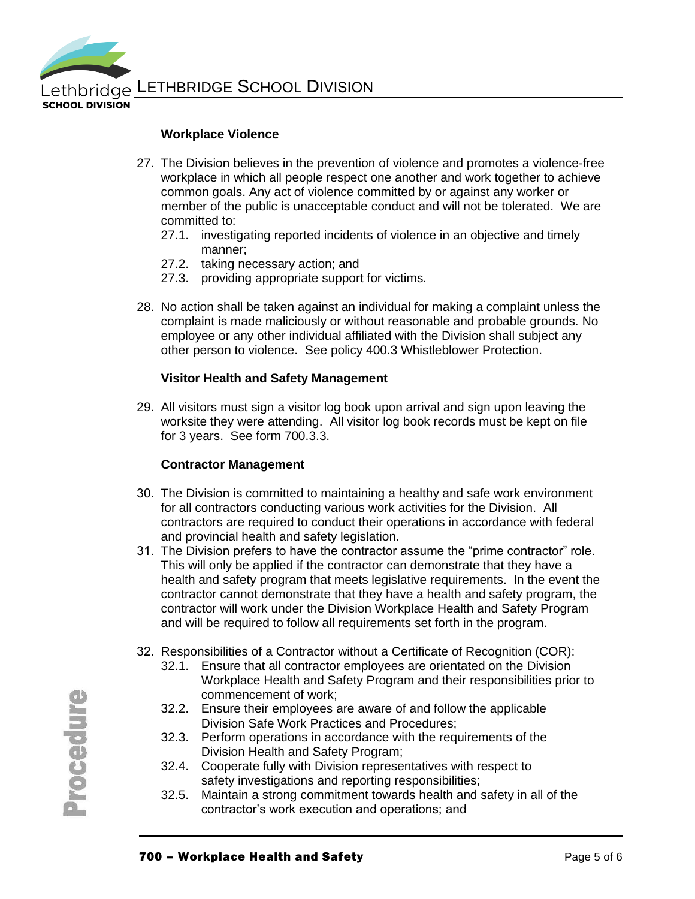### Workplace Violence

27. The Division believes in the prevention of violence and promotes a violence-free workplace in which all people respect one another and work together to achieve common goals. Any act of violence committed by or against any worker or member of the public is unacceptable conduct and will not be tolerated. We are committed to:
    27.1. investigating reported incidents of violence in an objective and timely manner;
    27.2. taking necessary action; and
    27.3. providing appropriate support for victims.

28. No action shall be taken against an individual for making a complaint unless the complaint is made maliciously or without reasonable and probable grounds. No employee or any other individual affiliated with the Division shall subject any other person to violence. See policy 400.3 Whistleblower Protection.

### Visitor Health and Safety Management

29. All visitors must sign a visitor log book upon arrival and sign upon leaving the worksite they were attending. All visitor log book records must be kept on file for 3 years. See form 700.3.3.

### Contractor Management

30. The Division is committed to maintaining a healthy and safe work environment for all contractors conducting various work activities for the Division. All contractors are required to conduct their operations in accordance with federal and provincial health and safety legislation.
31. The Division prefers to have the contractor assume the "prime contractor" role. This will only be applied if the contractor can demonstrate that they have a health and safety program that meets legislative requirements. In the event the contractor cannot demonstrate that they have a health and safety program, the contractor will work under the Division Workplace Health and Safety Program and will be required to follow all requirements set forth in the program.

32. Responsibilities of a Contractor without a Certificate of Recognition (COR):
    32.1. Ensure that all contractor employees are orientated on the Division Workplace Health and Safety Program and their responsibilities prior to commencement of work;
    32.2. Ensure their employees are aware of and follow the applicable Division Safe Work Practices and Procedures;
    32.3. Perform operations in accordance with the requirements of the Division Health and Safety Program;
    32.4. Cooperate fully with Division representatives with respect to safety investigations and reporting responsibilities;
    32.5. Maintain a strong commitment towards health and safety in all of the contractor's work execution and operations; and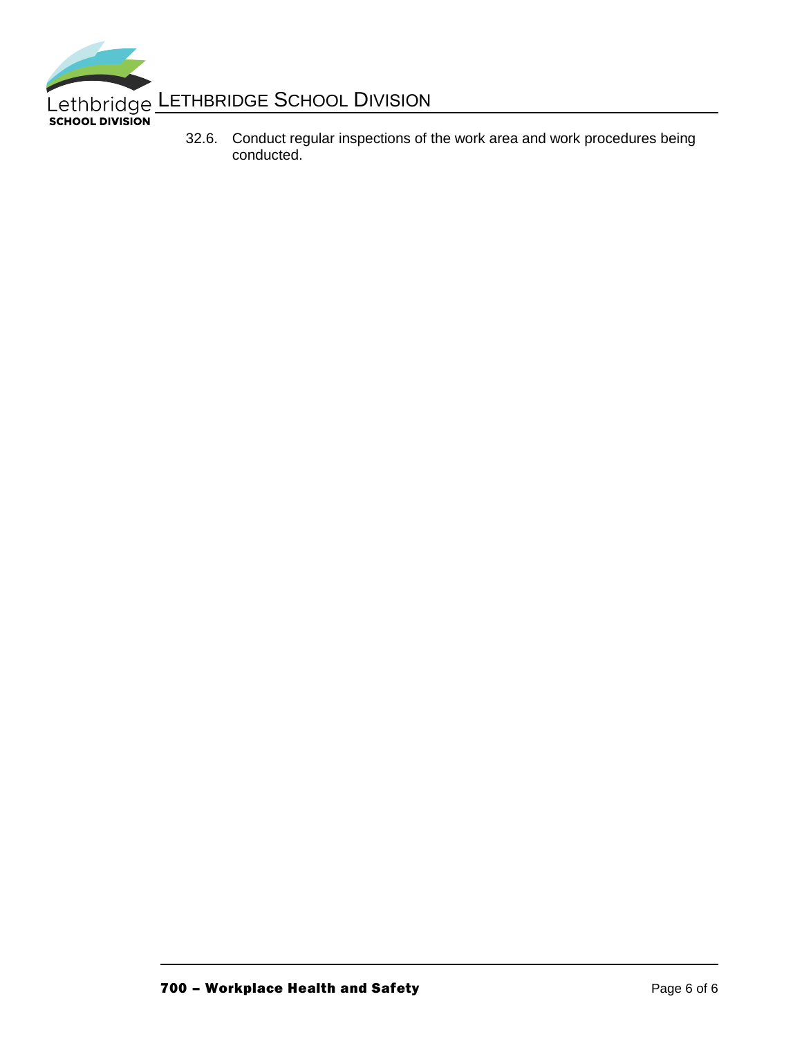32.6. Conduct regular inspections of the work area and work procedures being conducted.